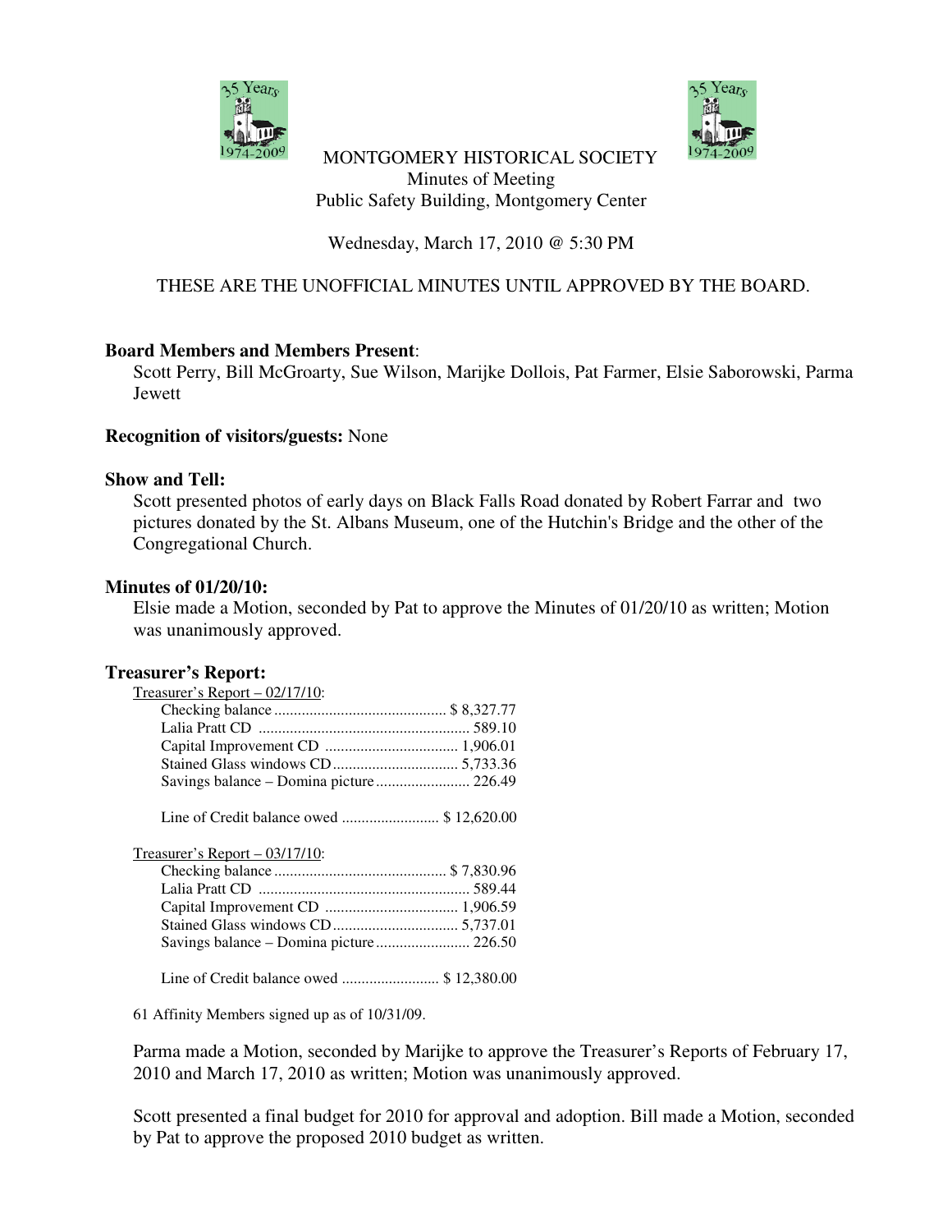# MONTGOMERY HISTORICAL SOCIETY

Minutes of Meeting
Public Safety Building, Montgomery Center

Wednesday, March 17, 2010 @ 5:30 PM

THESE ARE THE UNOFFICIAL MINUTES UNTIL APPROVED BY THE BOARD.

**Board Members and Members Present**:
Scott Perry, Bill McGroarty, Sue Wilson, Marijke Dollois, Pat Farmer, Elsie Saborowski, Parma Jewett

**Recognition of visitors/guests:** None

**Show and Tell:**
Scott presented photos of early days on Black Falls Road donated by Robert Farrar and two pictures donated by the St. Albans Museum, one of the Hutchin's Bridge and the other of the Congregational Church.

**Minutes of 01/20/10:**
Elsie made a Motion, seconded by Pat to approve the Minutes of 01/20/10 as written; Motion was unanimously approved.

**Treasurer's Report:**

Treasurer's Report – 02/17/10:

| | |
|---|---|
| Checking balance | $ 8,327.77 |
| Lalia Pratt CD | 589.10 |
| Capital Improvement CD | 1,906.01 |
| Stained Glass windows CD | 5,733.36 |
| Savings balance – Domina picture | 226.49 |
| Line of Credit balance owed | $ 12,620.00 |

Treasurer's Report – 03/17/10:

| | |
|---|---|
| Checking balance | $ 7,830.96 |
| Lalia Pratt CD | 589.44 |
| Capital Improvement CD | 1,906.59 |
| Stained Glass windows CD | 5,737.01 |
| Savings balance – Domina picture | 226.50 |
| Line of Credit balance owed | $ 12,380.00 |

61 Affinity Members signed up as of 10/31/09.

Parma made a Motion, seconded by Marijke to approve the Treasurer's Reports of February 17, 2010 and March 17, 2010 as written; Motion was unanimously approved.

Scott presented a final budget for 2010 for approval and adoption. Bill made a Motion, seconded by Pat to approve the proposed 2010 budget as written.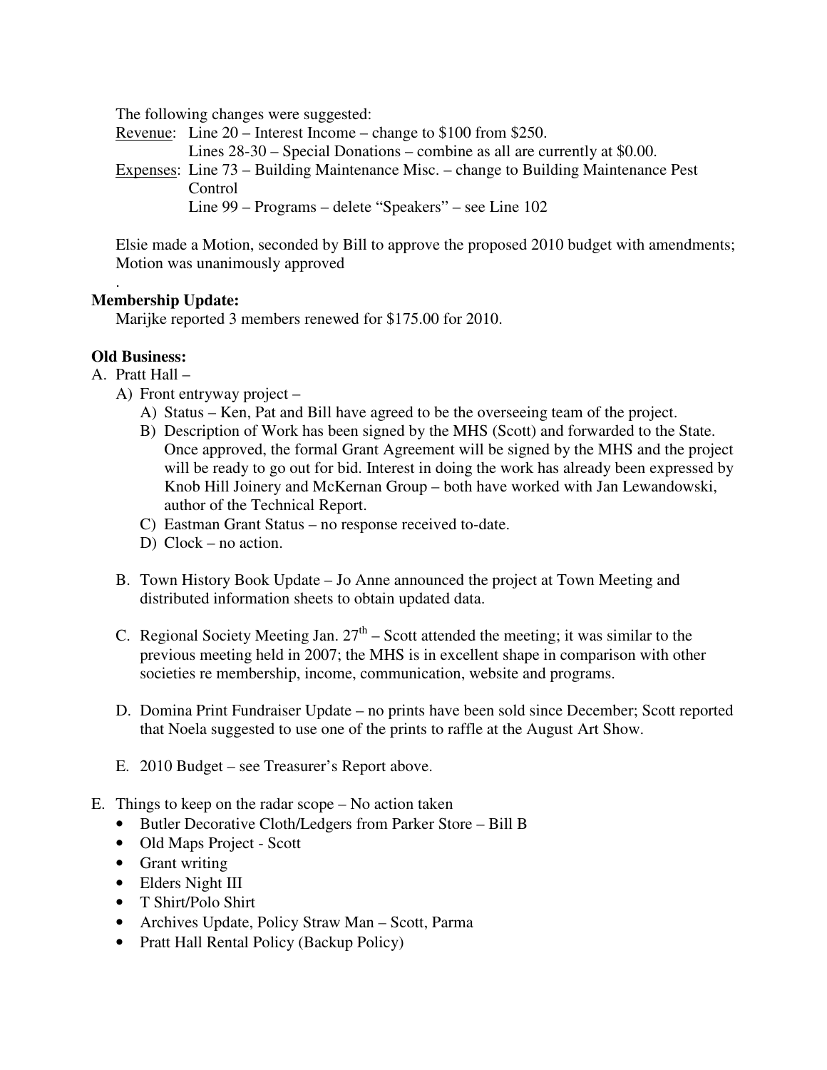The following changes were suggested:

<u>Revenue</u>: Line 20 – Interest Income – change to $100 from $250.
Lines 28-30 – Special Donations – combine as all are currently at $0.00.

<u>Expenses</u>: Line 73 – Building Maintenance Misc. – change to Building Maintenance Pest Control
Line 99 – Programs – delete "Speakers" – see Line 102

Elsie made a Motion, seconded by Bill to approve the proposed 2010 budget with amendments; Motion was unanimously approved

.

**Membership Update:**

Marijke reported 3 members renewed for $175.00 for 2010.

**Old Business:**

A. Pratt Hall –
   A) Front entryway project –
      A) Status – Ken, Pat and Bill have agreed to be the overseeing team of the project.
      B) Description of Work has been signed by the MHS (Scott) and forwarded to the State. Once approved, the formal Grant Agreement will be signed by the MHS and the project will be ready to go out for bid. Interest in doing the work has already been expressed by Knob Hill Joinery and McKernan Group – both have worked with Jan Lewandowski, author of the Technical Report.
      C) Eastman Grant Status – no response received to-date.
      D) Clock – no action.

B. Town History Book Update – Jo Anne announced the project at Town Meeting and distributed information sheets to obtain updated data.

C. Regional Society Meeting Jan. 27th – Scott attended the meeting; it was similar to the previous meeting held in 2007; the MHS is in excellent shape in comparison with other societies re membership, income, communication, website and programs.

D. Domina Print Fundraiser Update – no prints have been sold since December; Scott reported that Noela suggested to use one of the prints to raffle at the August Art Show.

E. 2010 Budget – see Treasurer's Report above.

E. Things to keep on the radar scope – No action taken
   - Butler Decorative Cloth/Ledgers from Parker Store – Bill B
   - Old Maps Project - Scott
   - Grant writing
   - Elders Night III
   - T Shirt/Polo Shirt
   - Archives Update, Policy Straw Man – Scott, Parma
   - Pratt Hall Rental Policy (Backup Policy)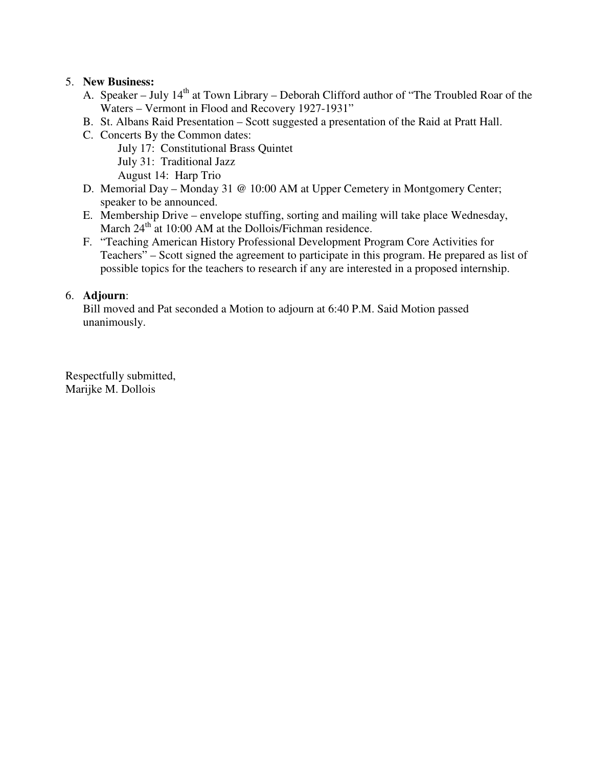5. **New Business:**
   A. Speaker – July 14th at Town Library – Deborah Clifford author of "The Troubled Roar of the Waters – Vermont in Flood and Recovery 1927-1931"
   B. St. Albans Raid Presentation – Scott suggested a presentation of the Raid at Pratt Hall.
   C. Concerts By the Common dates:
      July 17: Constitutional Brass Quintet
      July 31: Traditional Jazz
      August 14: Harp Trio
   D. Memorial Day – Monday 31 @ 10:00 AM at Upper Cemetery in Montgomery Center; speaker to be announced.
   E. Membership Drive – envelope stuffing, sorting and mailing will take place Wednesday, March 24th at 10:00 AM at the Dollois/Fichman residence.
   F. "Teaching American History Professional Development Program Core Activities for Teachers" – Scott signed the agreement to participate in this program. He prepared as list of possible topics for the teachers to research if any are interested in a proposed internship.

6. **Adjourn**:
   Bill moved and Pat seconded a Motion to adjourn at 6:40 P.M. Said Motion passed unanimously.

Respectfully submitted,
Marijke M. Dollois